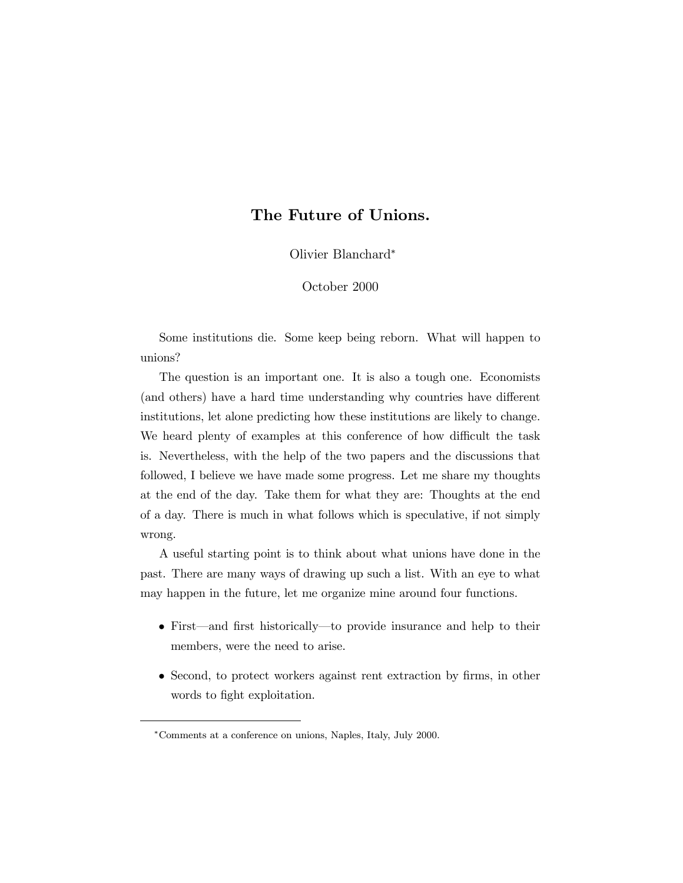# The Future of Unions.

Olivier Blanchard*

October 2000

Some institutions die. Some keep being reborn. What will happen to unions?

The question is an important one. It is also a tough one. Economists (and others) have a hard time understanding why countries have different institutions, let alone predicting how these institutions are likely to change. We heard plenty of examples at this conference of how difficult the task is. Nevertheless, with the help of the two papers and the discussions that followed, I believe we have made some progress. Let me share my thoughts at the end of the day. Take them for what they are: Thoughts at the end of a day. There is much in what follows which is speculative, if not simply wrong.

A useful starting point is to think about what unions have done in the past. There are many ways of drawing up such a list. With an eye to what may happen in the future, let me organize mine around four functions.

- First—and first historically—to provide insurance and help to their members, were the need to arise.
- Second, to protect workers against rent extraction by firms, in other words to fight exploitation.

---

*Comments at a conference on unions, Naples, Italy, July 2000.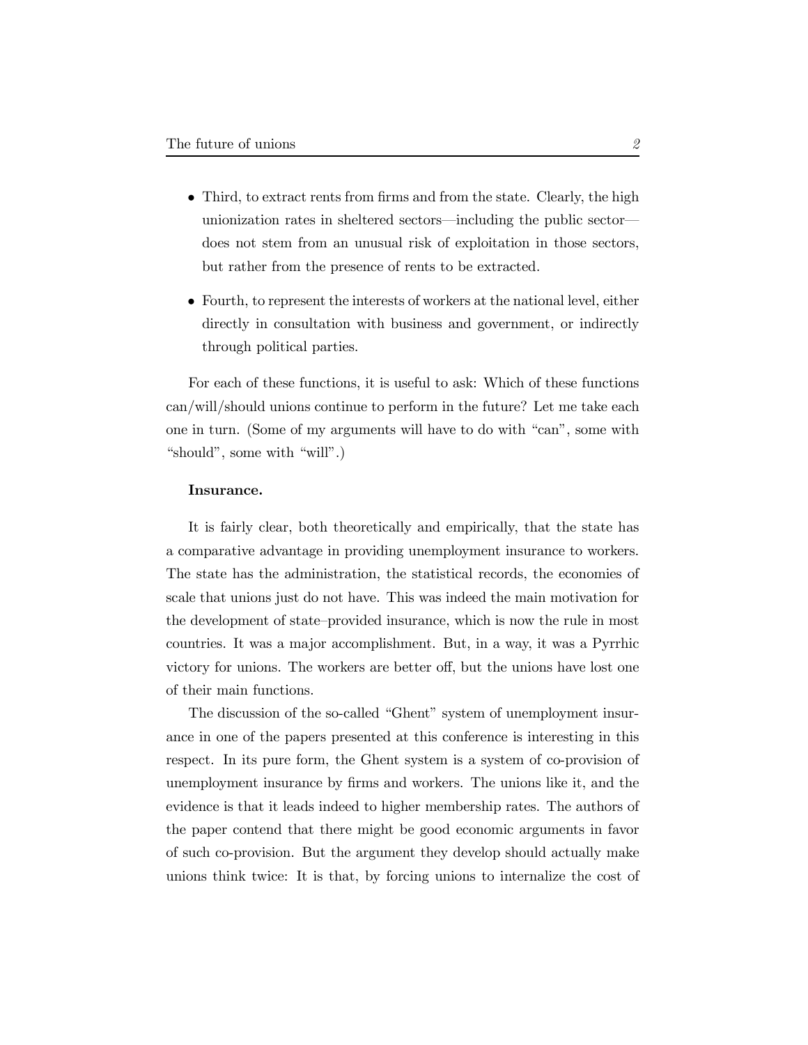- Third, to extract rents from firms and from the state. Clearly, the high unionization rates in sheltered sectors—including the public sector—does not stem from an unusual risk of exploitation in those sectors, but rather from the presence of rents to be extracted.
- Fourth, to represent the interests of workers at the national level, either directly in consultation with business and government, or indirectly through political parties.

For each of these functions, it is useful to ask: Which of these functions can/will/should unions continue to perform in the future? Let me take each one in turn. (Some of my arguments will have to do with "can", some with "should", some with "will".)

**Insurance.**

It is fairly clear, both theoretically and empirically, that the state has a comparative advantage in providing unemployment insurance to workers. The state has the administration, the statistical records, the economies of scale that unions just do not have. This was indeed the main motivation for the development of state–provided insurance, which is now the rule in most countries. It was a major accomplishment. But, in a way, it was a Pyrrhic victory for unions. The workers are better off, but the unions have lost one of their main functions.

The discussion of the so-called "Ghent" system of unemployment insurance in one of the papers presented at this conference is interesting in this respect. In its pure form, the Ghent system is a system of co-provision of unemployment insurance by firms and workers. The unions like it, and the evidence is that it leads indeed to higher membership rates. The authors of the paper contend that there might be good economic arguments in favor of such co-provision. But the argument they develop should actually make unions think twice: It is that, by forcing unions to internalize the cost of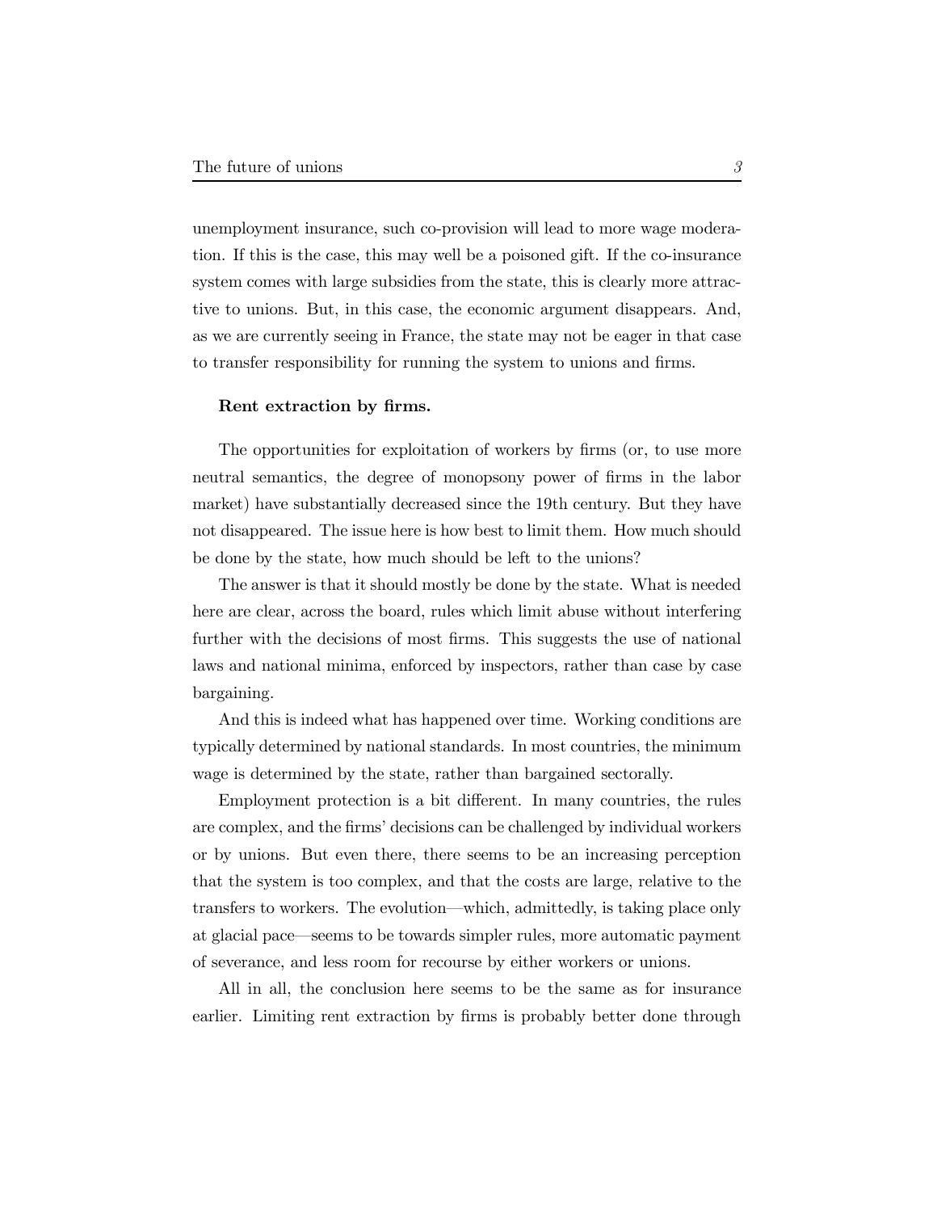unemployment insurance, such co-provision will lead to more wage moderation. If this is the case, this may well be a poisoned gift. If the co-insurance system comes with large subsidies from the state, this is clearly more attractive to unions. But, in this case, the economic argument disappears. And, as we are currently seeing in France, the state may not be eager in that case to transfer responsibility for running the system to unions and firms.

**Rent extraction by firms.**

The opportunities for exploitation of workers by firms (or, to use more neutral semantics, the degree of monopsony power of firms in the labor market) have substantially decreased since the 19th century. But they have not disappeared. The issue here is how best to limit them. How much should be done by the state, how much should be left to the unions?

The answer is that it should mostly be done by the state. What is needed here are clear, across the board, rules which limit abuse without interfering further with the decisions of most firms. This suggests the use of national laws and national minima, enforced by inspectors, rather than case by case bargaining.

And this is indeed what has happened over time. Working conditions are typically determined by national standards. In most countries, the minimum wage is determined by the state, rather than bargained sectorally.

Employment protection is a bit different. In many countries, the rules are complex, and the firms' decisions can be challenged by individual workers or by unions. But even there, there seems to be an increasing perception that the system is too complex, and that the costs are large, relative to the transfers to workers. The evolution—which, admittedly, is taking place only at glacial pace—seems to be towards simpler rules, more automatic payment of severance, and less room for recourse by either workers or unions.

All in all, the conclusion here seems to be the same as for insurance earlier. Limiting rent extraction by firms is probably better done through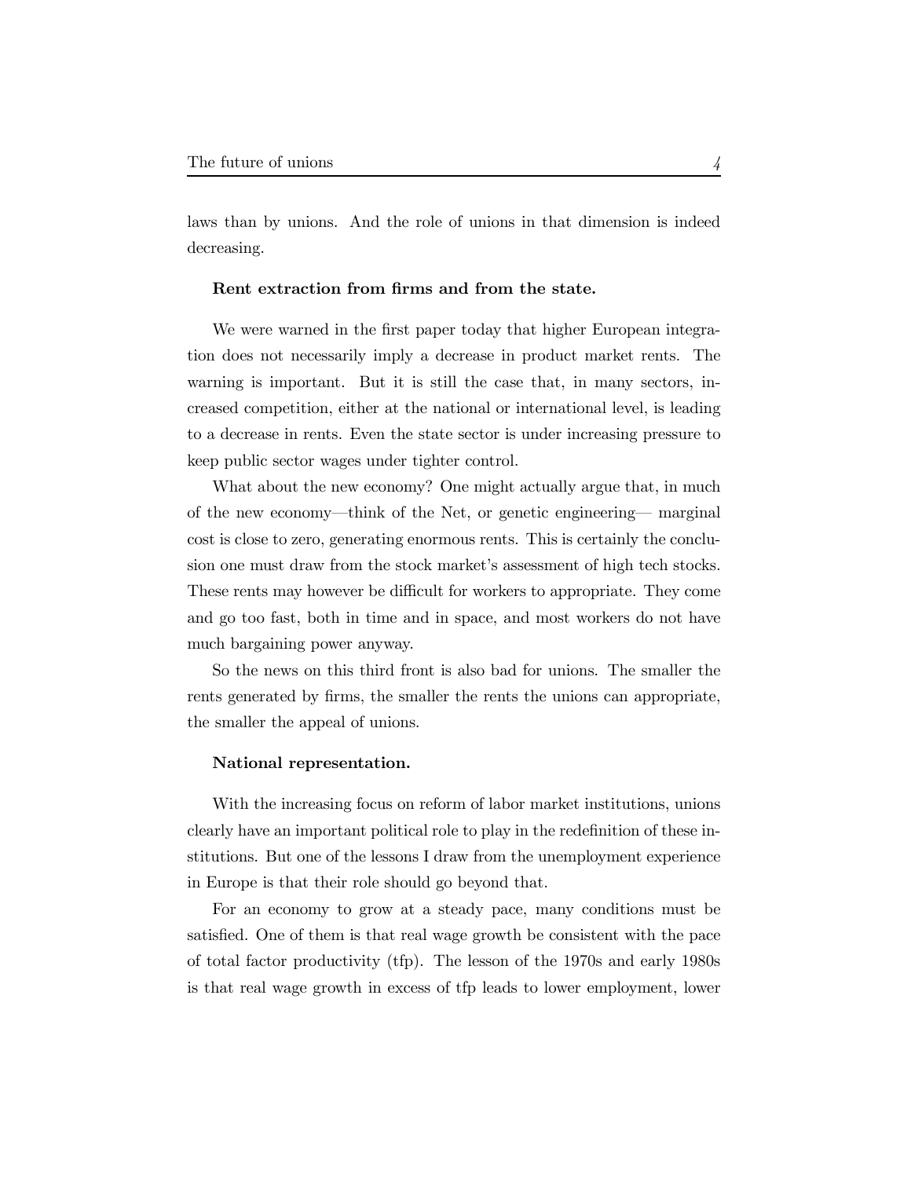laws than by unions. And the role of unions in that dimension is indeed decreasing.

**Rent extraction from firms and from the state.**

We were warned in the first paper today that higher European integration does not necessarily imply a decrease in product market rents. The warning is important. But it is still the case that, in many sectors, increased competition, either at the national or international level, is leading to a decrease in rents. Even the state sector is under increasing pressure to keep public sector wages under tighter control.

What about the new economy? One might actually argue that, in much of the new economy—think of the Net, or genetic engineering— marginal cost is close to zero, generating enormous rents. This is certainly the conclusion one must draw from the stock market's assessment of high tech stocks. These rents may however be difficult for workers to appropriate. They come and go too fast, both in time and in space, and most workers do not have much bargaining power anyway.

So the news on this third front is also bad for unions. The smaller the rents generated by firms, the smaller the rents the unions can appropriate, the smaller the appeal of unions.

**National representation.**

With the increasing focus on reform of labor market institutions, unions clearly have an important political role to play in the redefinition of these institutions. But one of the lessons I draw from the unemployment experience in Europe is that their role should go beyond that.

For an economy to grow at a steady pace, many conditions must be satisfied. One of them is that real wage growth be consistent with the pace of total factor productivity (tfp). The lesson of the 1970s and early 1980s is that real wage growth in excess of tfp leads to lower employment, lower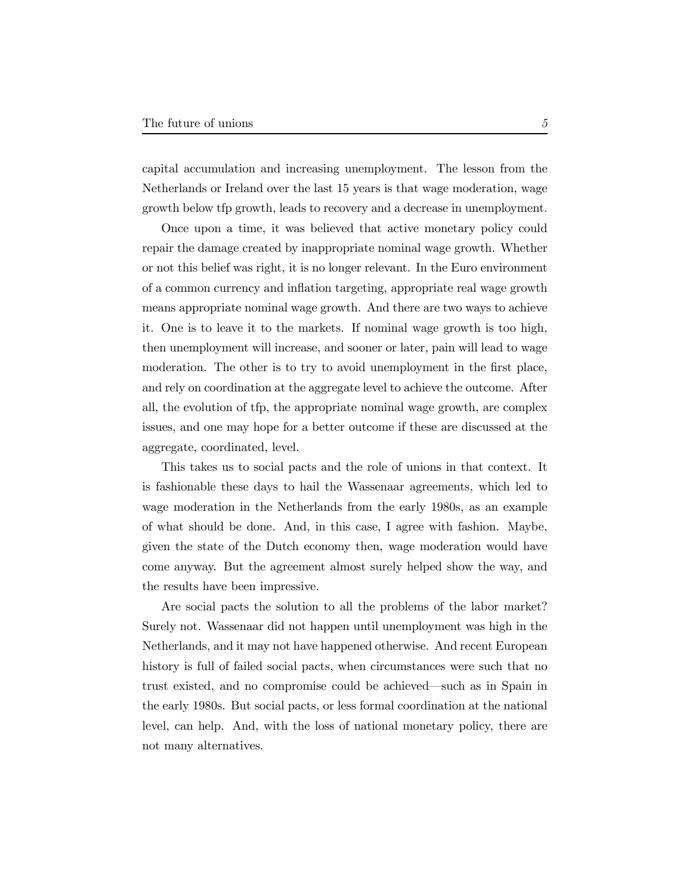capital accumulation and increasing unemployment. The lesson from the Netherlands or Ireland over the last 15 years is that wage moderation, wage growth below tfp growth, leads to recovery and a decrease in unemployment.

Once upon a time, it was believed that active monetary policy could repair the damage created by inappropriate nominal wage growth. Whether or not this belief was right, it is no longer relevant. In the Euro environment of a common currency and inflation targeting, appropriate real wage growth means appropriate nominal wage growth. And there are two ways to achieve it. One is to leave it to the markets. If nominal wage growth is too high, then unemployment will increase, and sooner or later, pain will lead to wage moderation. The other is to try to avoid unemployment in the first place, and rely on coordination at the aggregate level to achieve the outcome. After all, the evolution of tfp, the appropriate nominal wage growth, are complex issues, and one may hope for a better outcome if these are discussed at the aggregate, coordinated, level.

This takes us to social pacts and the role of unions in that context. It is fashionable these days to hail the Wassenaar agreements, which led to wage moderation in the Netherlands from the early 1980s, as an example of what should be done. And, in this case, I agree with fashion. Maybe, given the state of the Dutch economy then, wage moderation would have come anyway. But the agreement almost surely helped show the way, and the results have been impressive.

Are social pacts the solution to all the problems of the labor market? Surely not. Wassenaar did not happen until unemployment was high in the Netherlands, and it may not have happened otherwise. And recent European history is full of failed social pacts, when circumstances were such that no trust existed, and no compromise could be achieved—such as in Spain in the early 1980s. But social pacts, or less formal coordination at the national level, can help. And, with the loss of national monetary policy, there are not many alternatives.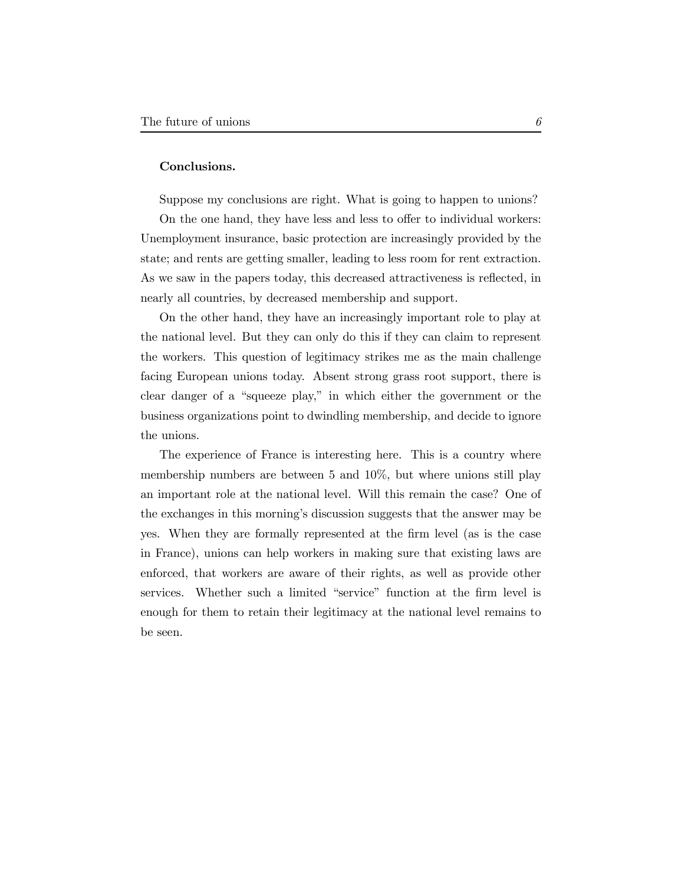**Conclusions.**

Suppose my conclusions are right. What is going to happen to unions?

On the one hand, they have less and less to offer to individual workers: Unemployment insurance, basic protection are increasingly provided by the state; and rents are getting smaller, leading to less room for rent extraction. As we saw in the papers today, this decreased attractiveness is reflected, in nearly all countries, by decreased membership and support.

On the other hand, they have an increasingly important role to play at the national level. But they can only do this if they can claim to represent the workers. This question of legitimacy strikes me as the main challenge facing European unions today. Absent strong grass root support, there is clear danger of a "squeeze play," in which either the government or the business organizations point to dwindling membership, and decide to ignore the unions.

The experience of France is interesting here. This is a country where membership numbers are between 5 and 10%, but where unions still play an important role at the national level. Will this remain the case? One of the exchanges in this morning's discussion suggests that the answer may be yes. When they are formally represented at the firm level (as is the case in France), unions can help workers in making sure that existing laws are enforced, that workers are aware of their rights, as well as provide other services. Whether such a limited "service" function at the firm level is enough for them to retain their legitimacy at the national level remains to be seen.